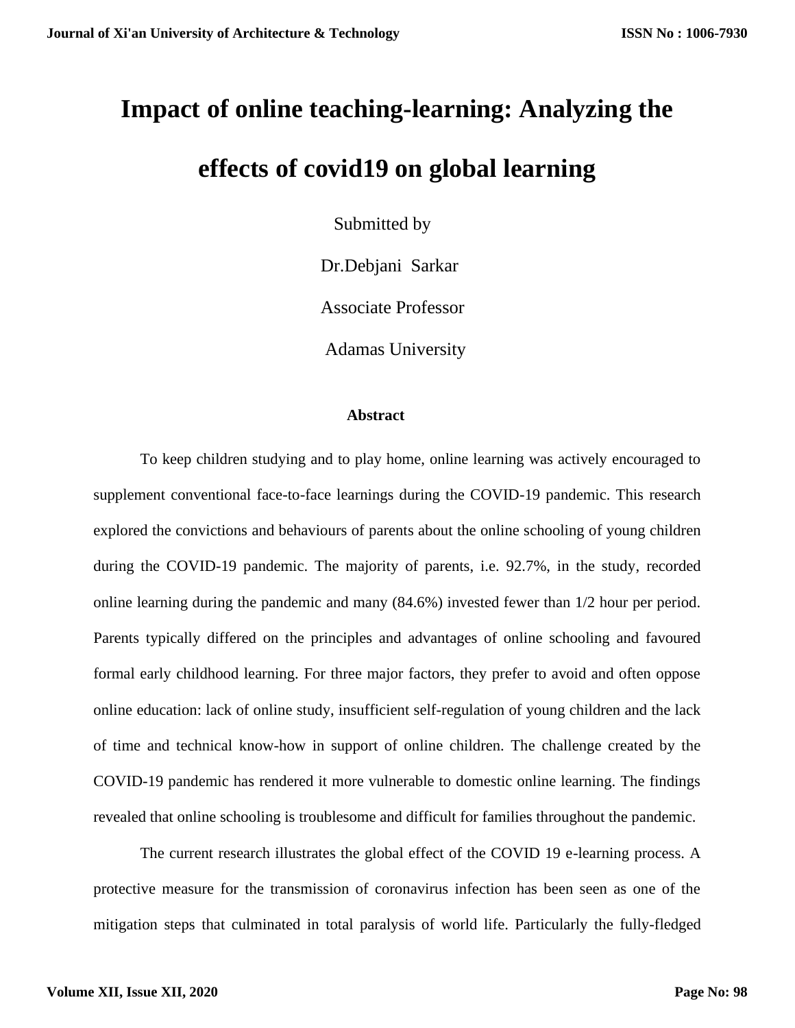# Impact of online teaching-learning: Analyzing the effects of covid19 on global learning

Submitted by

Dr.Debjani Sarkar

Associate Professor

Adamas University

## Abstract

To keep children studying and to play home, online learning was actively encouraged to supplement conventional face-to-face learnings during the COVID-19 pandemic. This research explored the convictions and behaviours of parents about the online schooling of young children during the COVID-19 pandemic. The majority of parents, i.e. 92.7%, in the study, recorded online learning during the pandemic and many (84.6%) invested fewer than 1/2 hour per period. Parents typically differed on the principles and advantages of online schooling and favoured formal early childhood learning. For three major factors, they prefer to avoid and often oppose online education: lack of online study, insufficient self-regulation of young children and the lack of time and technical know-how in support of online children. The challenge created by the COVID-19 pandemic has rendered it more vulnerable to domestic online learning. The findings revealed that online schooling is troublesome and difficult for families throughout the pandemic.

The current research illustrates the global effect of the COVID 19 e-learning process. A protective measure for the transmission of coronavirus infection has been seen as one of the mitigation steps that culminated in total paralysis of world life. Particularly the fully-fledged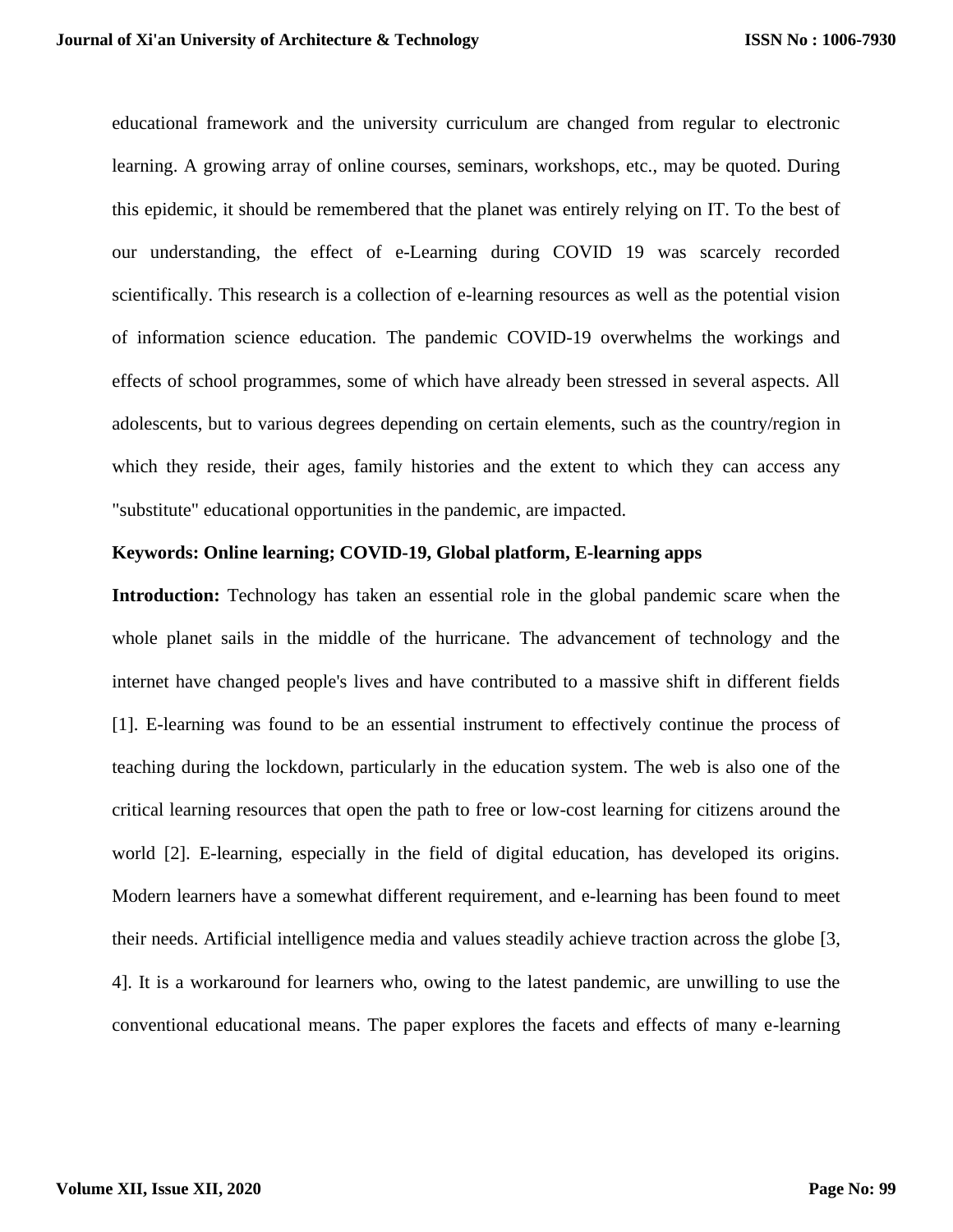educational framework and the university curriculum are changed from regular to electronic learning. A growing array of online courses, seminars, workshops, etc., may be quoted. During this epidemic, it should be remembered that the planet was entirely relying on IT. To the best of our understanding, the effect of e-Learning during COVID 19 was scarcely recorded scientifically. This research is a collection of e-learning resources as well as the potential vision of information science education. The pandemic COVID-19 overwhelms the workings and effects of school programmes, some of which have already been stressed in several aspects. All adolescents, but to various degrees depending on certain elements, such as the country/region in which they reside, their ages, family histories and the extent to which they can access any "substitute" educational opportunities in the pandemic, are impacted.

**Keywords: Online learning; COVID-19, Global platform, E-learning apps**

**Introduction:** Technology has taken an essential role in the global pandemic scare when the whole planet sails in the middle of the hurricane. The advancement of technology and the internet have changed people's lives and have contributed to a massive shift in different fields [1]. E-learning was found to be an essential instrument to effectively continue the process of teaching during the lockdown, particularly in the education system. The web is also one of the critical learning resources that open the path to free or low-cost learning for citizens around the world [2]. E-learning, especially in the field of digital education, has developed its origins. Modern learners have a somewhat different requirement, and e-learning has been found to meet their needs. Artificial intelligence media and values steadily achieve traction across the globe [3, 4]. It is a workaround for learners who, owing to the latest pandemic, are unwilling to use the conventional educational means. The paper explores the facets and effects of many e-learning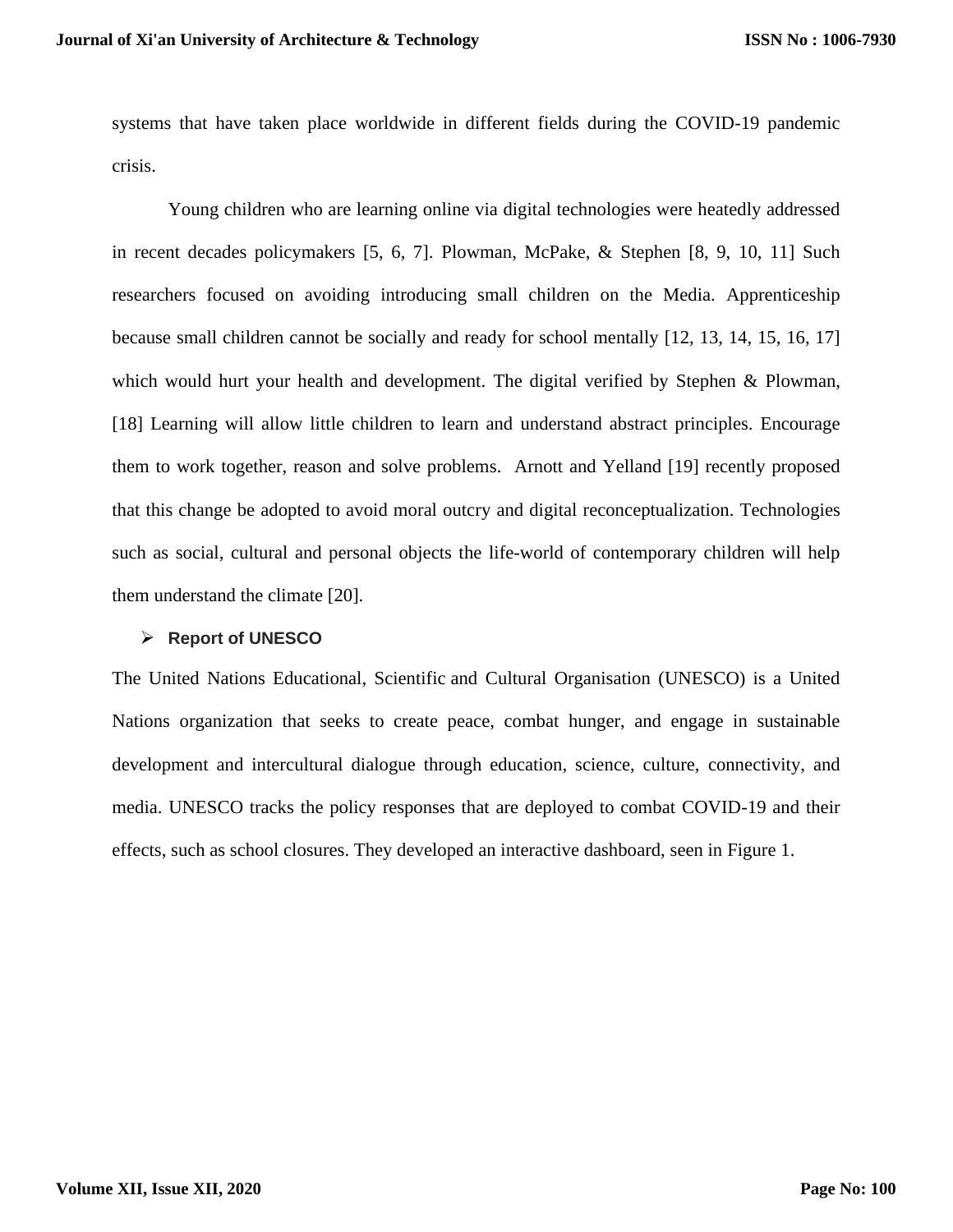systems that have taken place worldwide in different fields during the COVID-19 pandemic crisis.

Young children who are learning online via digital technologies were heatedly addressed in recent decades policymakers [5, 6, 7]. Plowman, McPake, & Stephen [8, 9, 10, 11] Such researchers focused on avoiding introducing small children on the Media. Apprenticeship because small children cannot be socially and ready for school mentally [12, 13, 14, 15, 16, 17] which would hurt your health and development. The digital verified by Stephen & Plowman, [18] Learning will allow little children to learn and understand abstract principles. Encourage them to work together, reason and solve problems. Arnott and Yelland [19] recently proposed that this change be adopted to avoid moral outcry and digital reconceptualization. Technologies such as social, cultural and personal objects the life-world of contemporary children will help them understand the climate [20].

- **Report of UNESCO**

The United Nations Educational, Scientific and Cultural Organisation (UNESCO) is a United Nations organization that seeks to create peace, combat hunger, and engage in sustainable development and intercultural dialogue through education, science, culture, connectivity, and media. UNESCO tracks the policy responses that are deployed to combat COVID-19 and their effects, such as school closures. They developed an interactive dashboard, seen in Figure 1.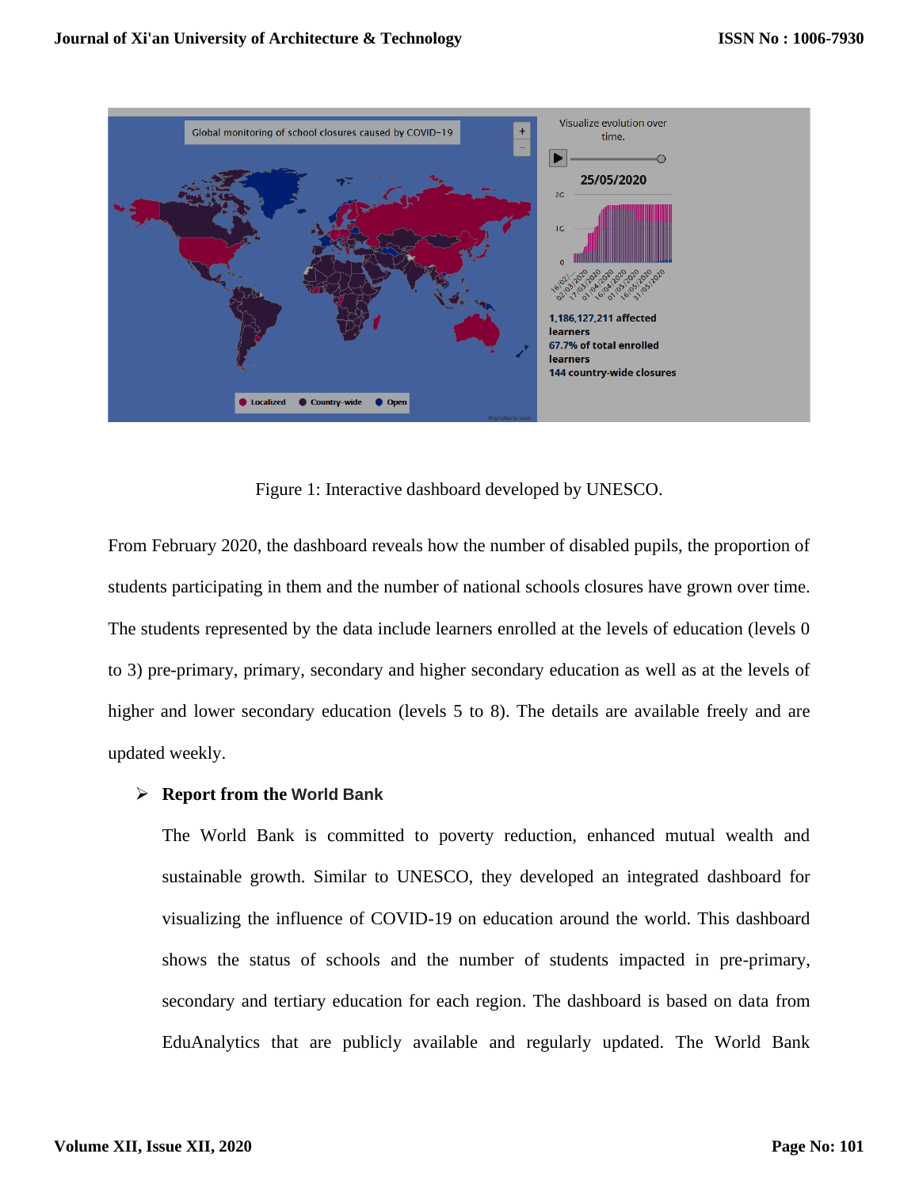Global monitoring of school closures caused by COVID-19

Visualize evolution over time.

25/05/2020

2G

1G

0

16/02/... 02/03/2020 17/03/2020 01/04/2020 16/04/2020 01/05/2020 16/05/2020 31/05/2020

1,186,127,211 affected learners

67.7% of total enrolled learners

144 country-wide closures

Localized Country-wide Open

Figure 1: Interactive dashboard developed by UNESCO.

From February 2020, the dashboard reveals how the number of disabled pupils, the proportion of students participating in them and the number of national schools closures have grown over time. The students represented by the data include learners enrolled at the levels of education (levels 0 to 3) pre-primary, primary, secondary and higher secondary education as well as at the levels of higher and lower secondary education (levels 5 to 8). The details are available freely and are updated weekly.

- **Report from the World Bank**

  The World Bank is committed to poverty reduction, enhanced mutual wealth and sustainable growth. Similar to UNESCO, they developed an integrated dashboard for visualizing the influence of COVID-19 on education around the world. This dashboard shows the status of schools and the number of students impacted in pre-primary, secondary and tertiary education for each region. The dashboard is based on data from EduAnalytics that are publicly available and regularly updated. The World Bank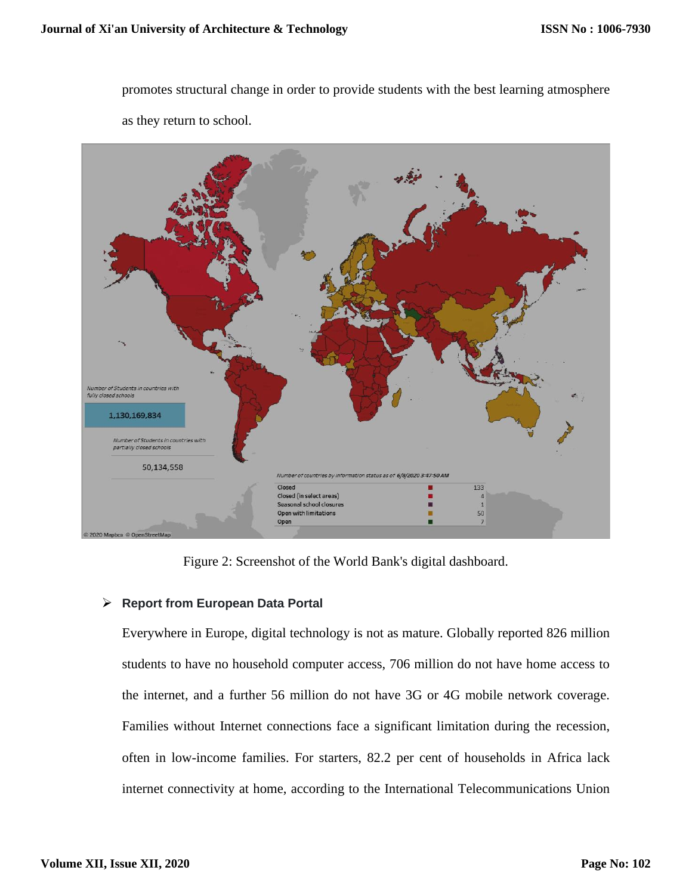promotes structural change in order to provide students with the best learning atmosphere as they return to school.

Number of Students in countries with fully closed schools

1,130,169,834

Number of Students in countries with partially closed schools

50,134,558

Number of countries by information status as of 6/8/2020 3:47:50 AM

Closed 133

Closed (in select areas) 4

Seasonal school closures 1

Open with limitations 50

Open 7

© 2020 Mapbox © OpenStreetMap

Figure 2: Screenshot of the World Bank's digital dashboard.

- **Report from European Data Portal**

Everywhere in Europe, digital technology is not as mature. Globally reported 826 million students to have no household computer access, 706 million do not have home access to the internet, and a further 56 million do not have 3G or 4G mobile network coverage. Families without Internet connections face a significant limitation during the recession, often in low-income families. For starters, 82.2 per cent of households in Africa lack internet connectivity at home, according to the International Telecommunications Union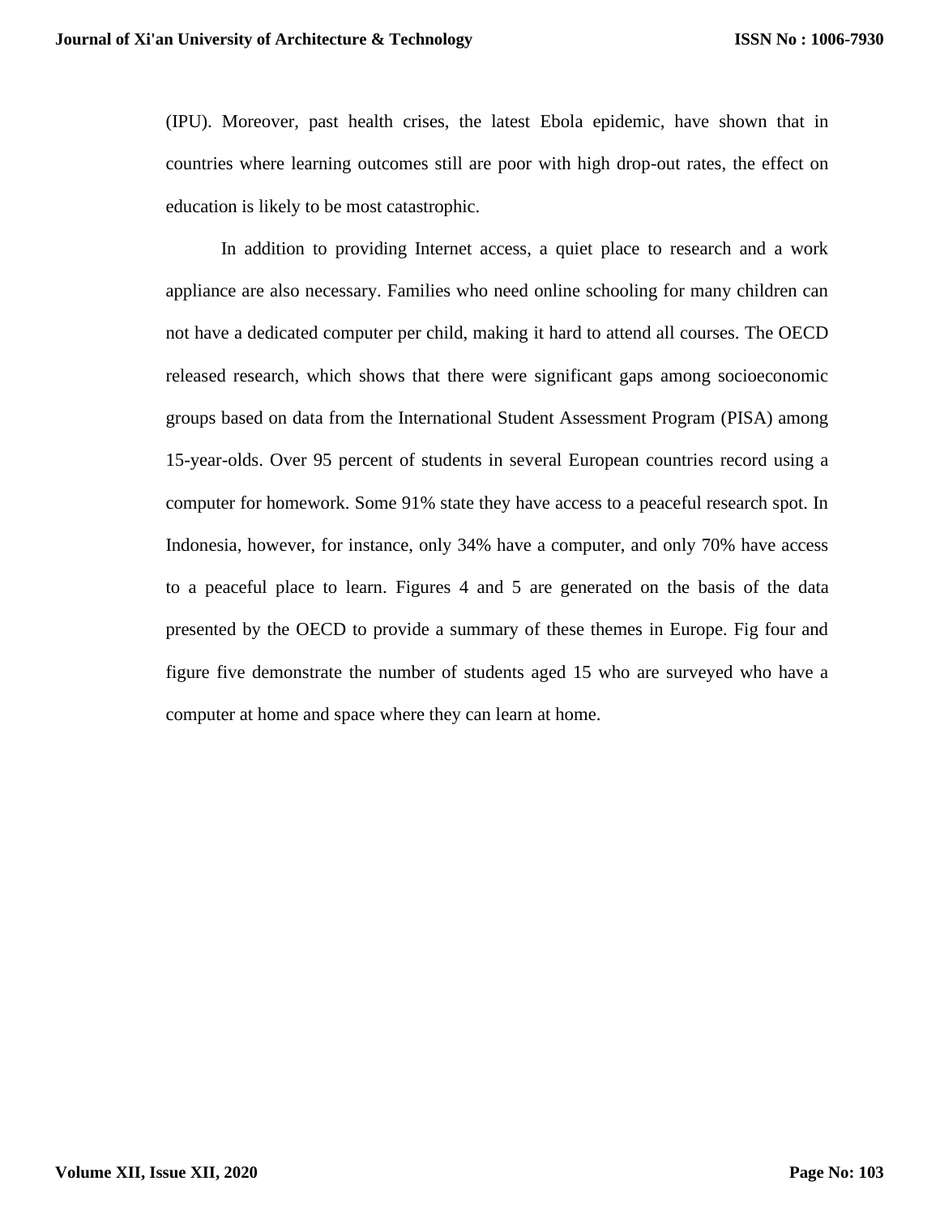(IPU). Moreover, past health crises, the latest Ebola epidemic, have shown that in countries where learning outcomes still are poor with high drop-out rates, the effect on education is likely to be most catastrophic.

In addition to providing Internet access, a quiet place to research and a work appliance are also necessary. Families who need online schooling for many children can not have a dedicated computer per child, making it hard to attend all courses. The OECD released research, which shows that there were significant gaps among socioeconomic groups based on data from the International Student Assessment Program (PISA) among 15-year-olds. Over 95 percent of students in several European countries record using a computer for homework. Some 91% state they have access to a peaceful research spot. In Indonesia, however, for instance, only 34% have a computer, and only 70% have access to a peaceful place to learn. Figures 4 and 5 are generated on the basis of the data presented by the OECD to provide a summary of these themes in Europe. Fig four and figure five demonstrate the number of students aged 15 who are surveyed who have a computer at home and space where they can learn at home.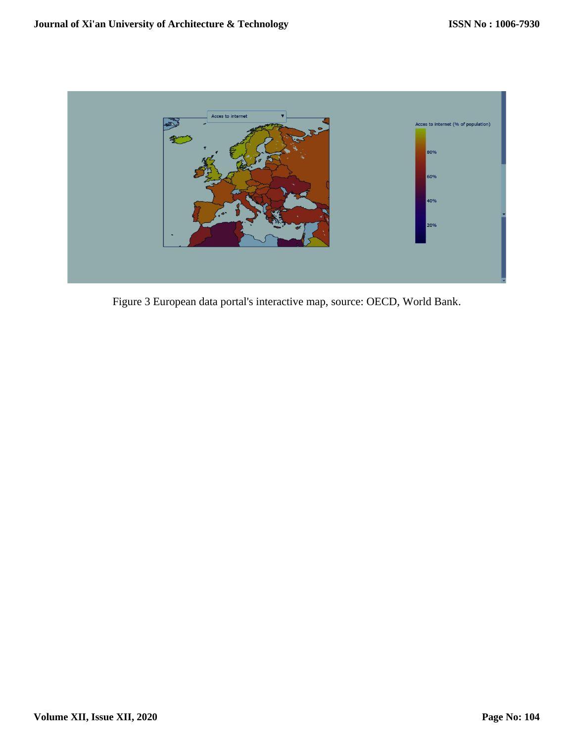Acces to internet

Acces to internet (% of population)

80%

60%

40%

20%

Figure 3 European data portal's interactive map, source: OECD, World Bank.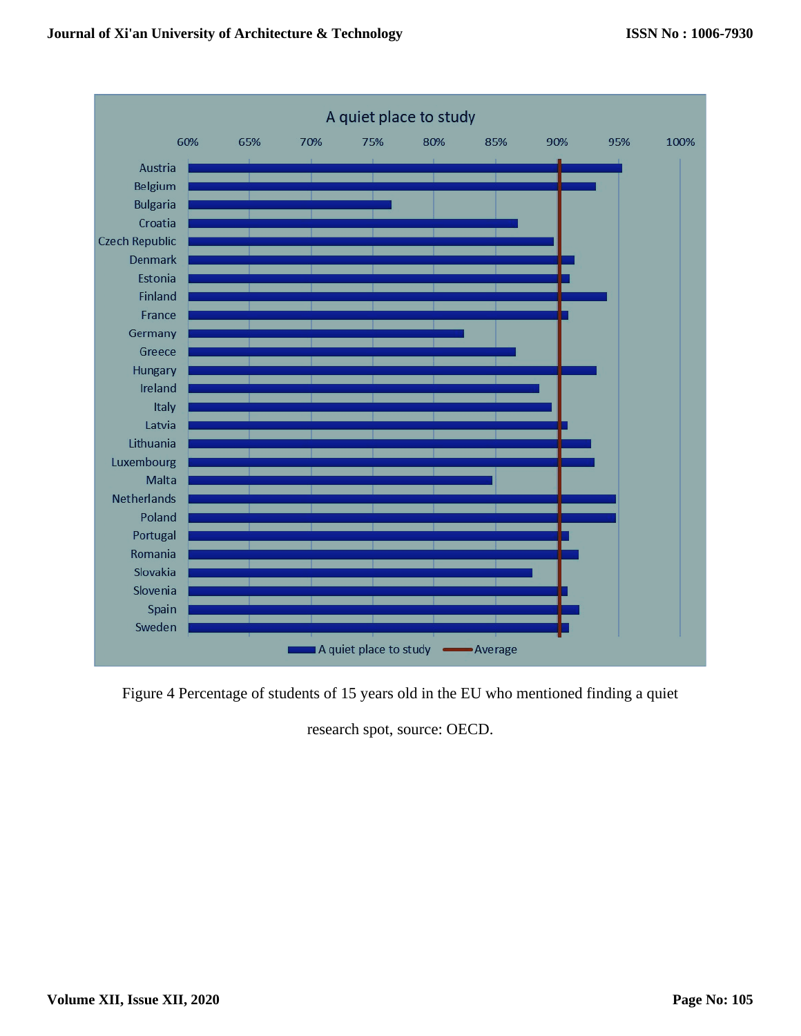A quiet place to study

60% 65% 70% 75% 80% 85% 90% 95% 100%

Austria
Belgium
Bulgaria
Croatia
Czech Republic
Denmark
Estonia
Finland
France
Germany
Greece
Hungary
Ireland
Italy
Latvia
Lithuania
Luxembourg
Malta
Netherlands
Poland
Portugal
Romania
Slovakia
Slovenia
Spain
Sweden

A quiet place to study   Average

Figure 4 Percentage of students of 15 years old in the EU who mentioned finding a quiet research spot, source: OECD.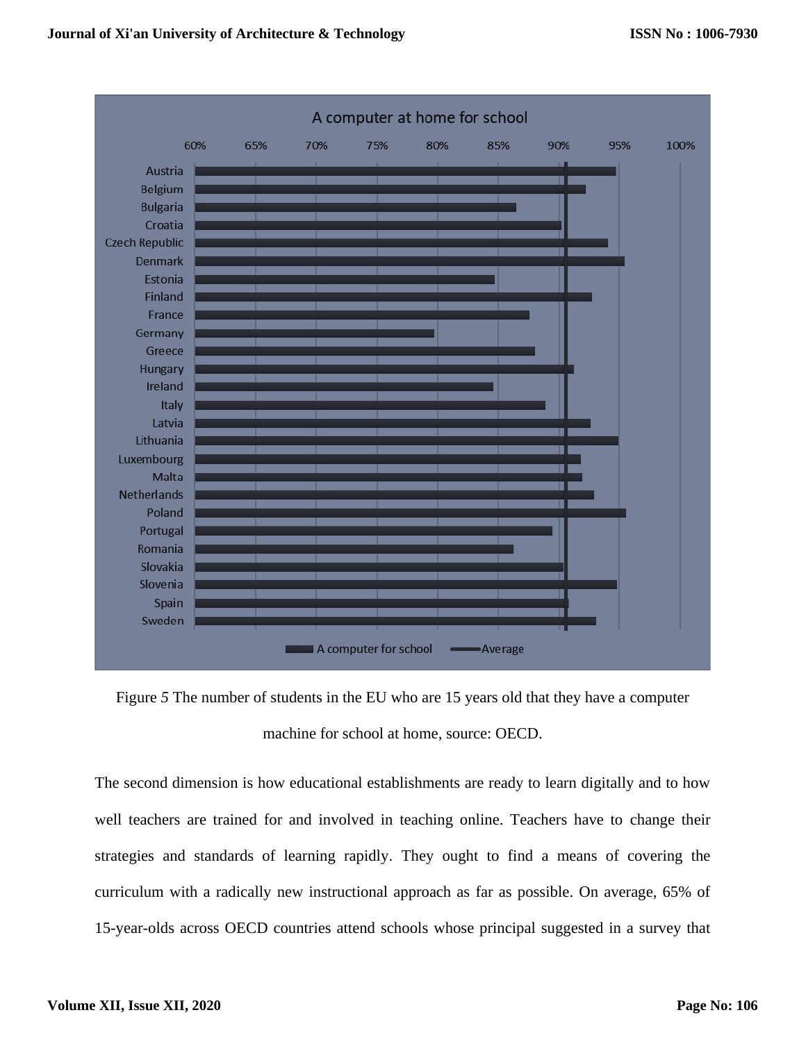A computer at home for school

60% 65% 70% 75% 80% 85% 90% 95% 100%

Austria
Belgium
Bulgaria
Croatia
Czech Republic
Denmark
Estonia
Finland
France
Germany
Greece
Hungary
Ireland
Italy
Latvia
Lithuania
Luxembourg
Malta
Netherlands
Poland
Portugal
Romania
Slovakia
Slovenia
Spain
Sweden

A computer for school — Average

Figure 5 The number of students in the EU who are 15 years old that they have a computer machine for school at home, source: OECD.

The second dimension is how educational establishments are ready to learn digitally and to how well teachers are trained for and involved in teaching online. Teachers have to change their strategies and standards of learning rapidly. They ought to find a means of covering the curriculum with a radically new instructional approach as far as possible. On average, 65% of 15-year-olds across OECD countries attend schools whose principal suggested in a survey that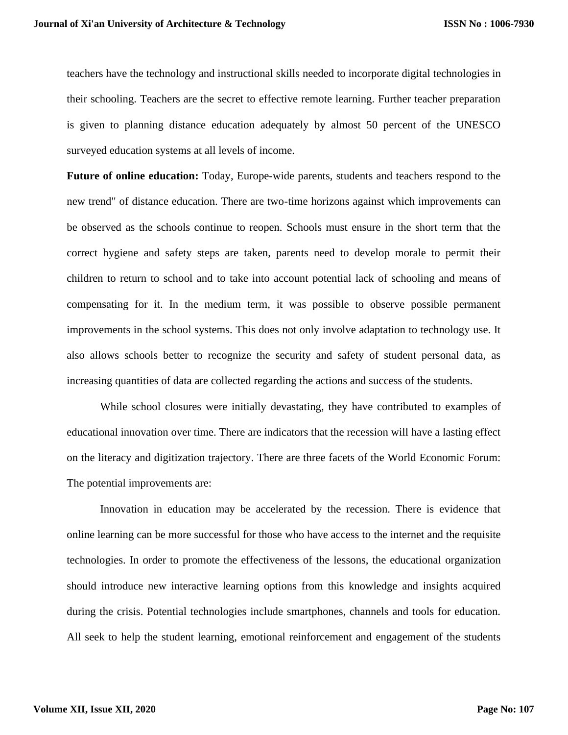teachers have the technology and instructional skills needed to incorporate digital technologies in their schooling. Teachers are the secret to effective remote learning. Further teacher preparation is given to planning distance education adequately by almost 50 percent of the UNESCO surveyed education systems at all levels of income.

**Future of online education:** Today, Europe-wide parents, students and teachers respond to the new trend" of distance education. There are two-time horizons against which improvements can be observed as the schools continue to reopen. Schools must ensure in the short term that the correct hygiene and safety steps are taken, parents need to develop morale to permit their children to return to school and to take into account potential lack of schooling and means of compensating for it. In the medium term, it was possible to observe possible permanent improvements in the school systems. This does not only involve adaptation to technology use. It also allows schools better to recognize the security and safety of student personal data, as increasing quantities of data are collected regarding the actions and success of the students.

While school closures were initially devastating, they have contributed to examples of educational innovation over time. There are indicators that the recession will have a lasting effect on the literacy and digitization trajectory. There are three facets of the World Economic Forum: The potential improvements are:

Innovation in education may be accelerated by the recession. There is evidence that online learning can be more successful for those who have access to the internet and the requisite technologies. In order to promote the effectiveness of the lessons, the educational organization should introduce new interactive learning options from this knowledge and insights acquired during the crisis. Potential technologies include smartphones, channels and tools for education. All seek to help the student learning, emotional reinforcement and engagement of the students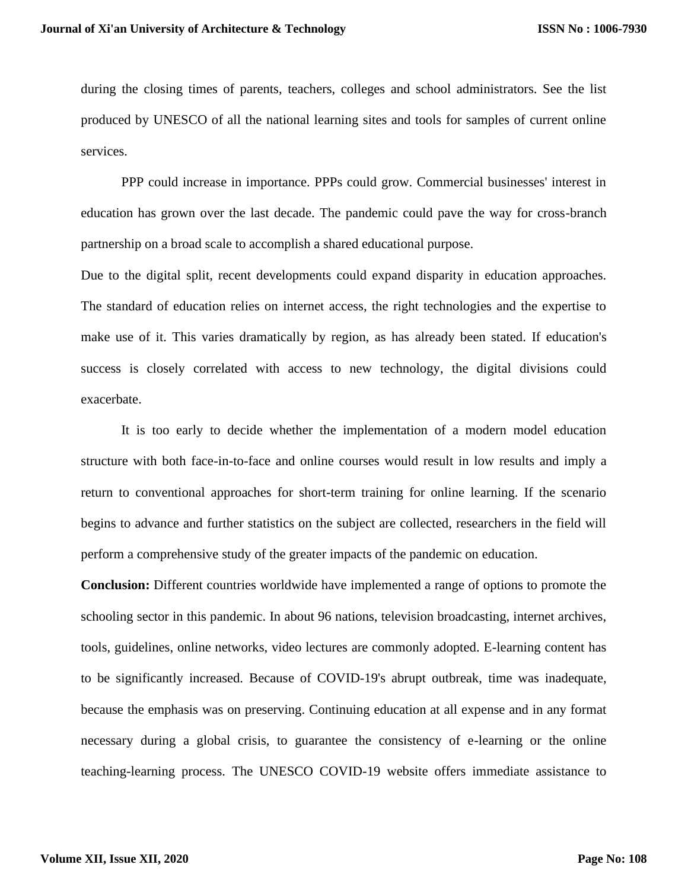during the closing times of parents, teachers, colleges and school administrators. See the list produced by UNESCO of all the national learning sites and tools for samples of current online services.

PPP could increase in importance. PPPs could grow. Commercial businesses' interest in education has grown over the last decade. The pandemic could pave the way for cross-branch partnership on a broad scale to accomplish a shared educational purpose.

Due to the digital split, recent developments could expand disparity in education approaches. The standard of education relies on internet access, the right technologies and the expertise to make use of it. This varies dramatically by region, as has already been stated. If education's success is closely correlated with access to new technology, the digital divisions could exacerbate.

It is too early to decide whether the implementation of a modern model education structure with both face-in-to-face and online courses would result in low results and imply a return to conventional approaches for short-term training for online learning. If the scenario begins to advance and further statistics on the subject are collected, researchers in the field will perform a comprehensive study of the greater impacts of the pandemic on education.

**Conclusion:** Different countries worldwide have implemented a range of options to promote the schooling sector in this pandemic. In about 96 nations, television broadcasting, internet archives, tools, guidelines, online networks, video lectures are commonly adopted. E-learning content has to be significantly increased. Because of COVID-19's abrupt outbreak, time was inadequate, because the emphasis was on preserving. Continuing education at all expense and in any format necessary during a global crisis, to guarantee the consistency of e-learning or the online teaching-learning process. The UNESCO COVID-19 website offers immediate assistance to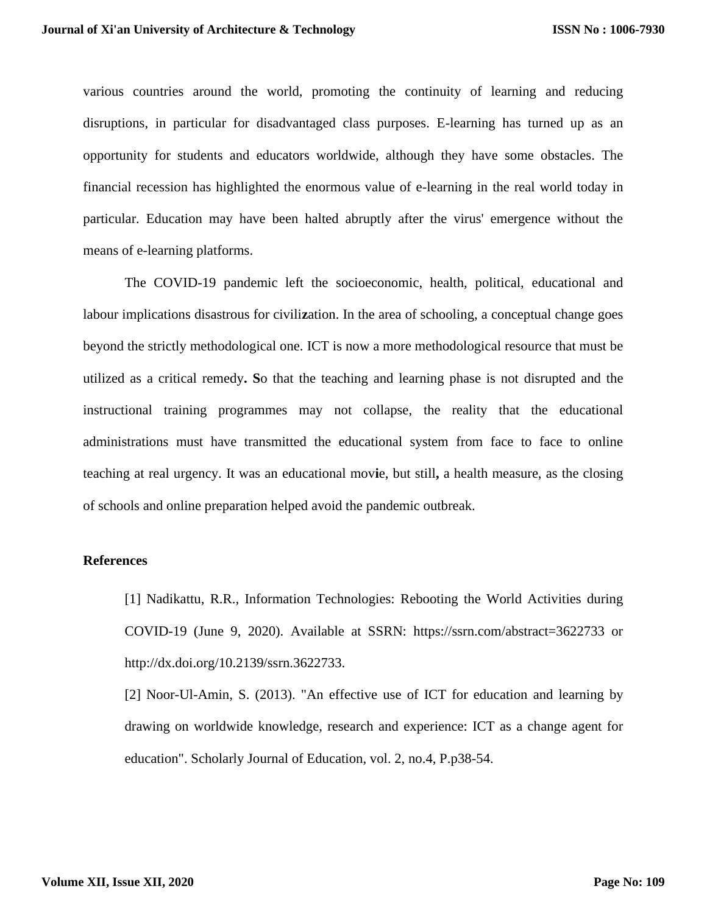various countries around the world, promoting the continuity of learning and reducing disruptions, in particular for disadvantaged class purposes. E-learning has turned up as an opportunity for students and educators worldwide, although they have some obstacles. The financial recession has highlighted the enormous value of e-learning in the real world today in particular. Education may have been halted abruptly after the virus' emergence without the means of e-learning platforms.

The COVID-19 pandemic left the socioeconomic, health, political, educational and labour implications disastrous for civilization. In the area of schooling, a conceptual change goes beyond the strictly methodological one. ICT is now a more methodological resource that must be utilized as a critical remedy. So that the teaching and learning phase is not disrupted and the instructional training programmes may not collapse, the reality that the educational administrations must have transmitted the educational system from face to face to online teaching at real urgency. It was an educational movie, but still, a health measure, as the closing of schools and online preparation helped avoid the pandemic outbreak.

## References

[1] Nadikattu, R.R., Information Technologies: Rebooting the World Activities during COVID-19 (June 9, 2020). Available at SSRN: https://ssrn.com/abstract=3622733 or http://dx.doi.org/10.2139/ssrn.3622733.

[2] Noor-Ul-Amin, S. (2013). "An effective use of ICT for education and learning by drawing on worldwide knowledge, research and experience: ICT as a change agent for education". Scholarly Journal of Education, vol. 2, no.4, P.p38-54.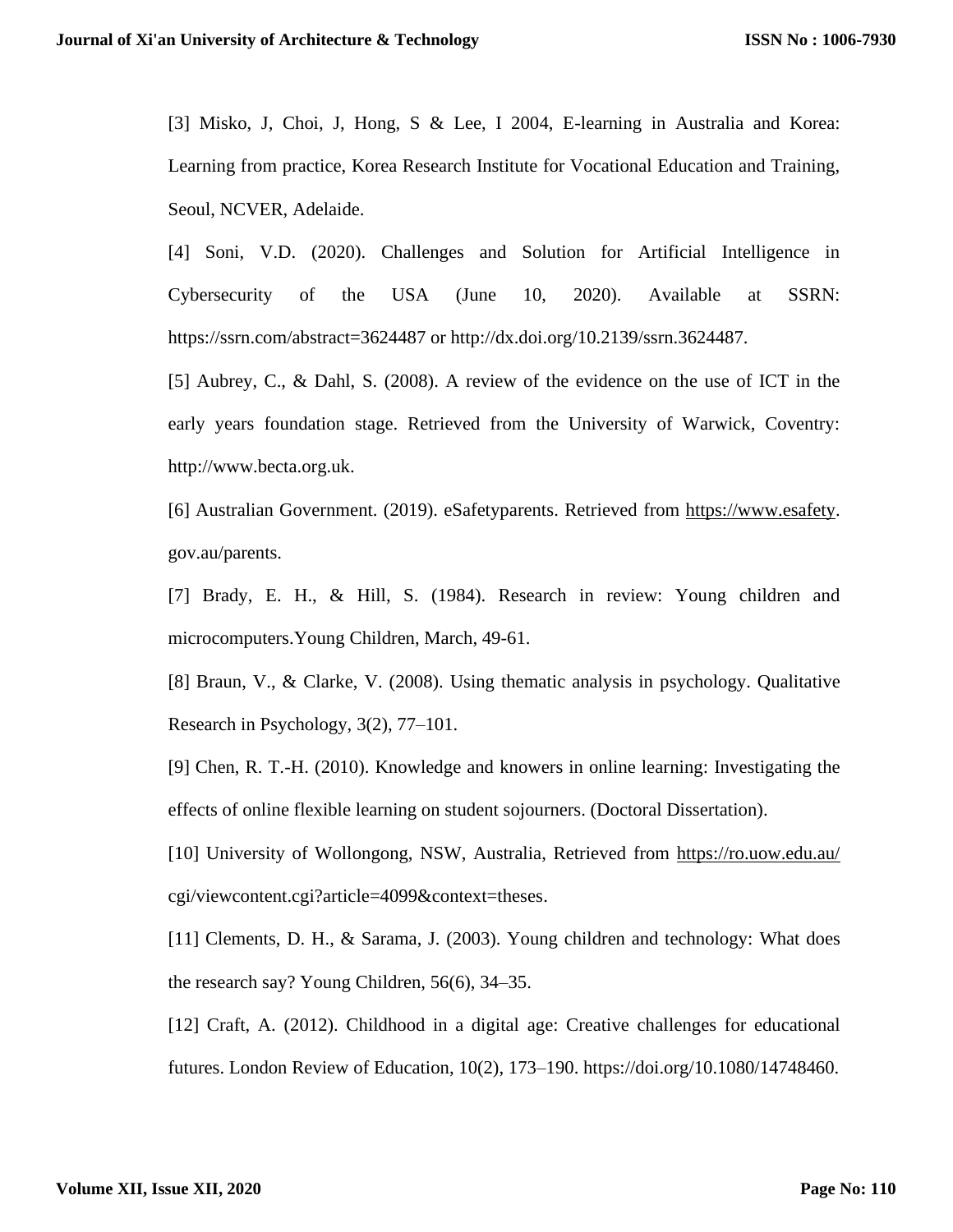[3] Misko, J, Choi, J, Hong, S & Lee, I 2004, E-learning in Australia and Korea: Learning from practice, Korea Research Institute for Vocational Education and Training, Seoul, NCVER, Adelaide.

[4] Soni, V.D. (2020). Challenges and Solution for Artificial Intelligence in Cybersecurity of the USA (June 10, 2020). Available at SSRN: https://ssrn.com/abstract=3624487 or http://dx.doi.org/10.2139/ssrn.3624487.

[5] Aubrey, C., & Dahl, S. (2008). A review of the evidence on the use of ICT in the early years foundation stage. Retrieved from the University of Warwick, Coventry: http://www.becta.org.uk.

[6] Australian Government. (2019). eSafetyparents. Retrieved from https://www.esafety.gov.au/parents.

[7] Brady, E. H., & Hill, S. (1984). Research in review: Young children and microcomputers.Young Children, March, 49-61.

[8] Braun, V., & Clarke, V. (2008). Using thematic analysis in psychology. Qualitative Research in Psychology, 3(2), 77–101.

[9] Chen, R. T.-H. (2010). Knowledge and knowers in online learning: Investigating the effects of online flexible learning on student sojourners. (Doctoral Dissertation).

[10] University of Wollongong, NSW, Australia, Retrieved from https://ro.uow.edu.au/cgi/viewcontent.cgi?article=4099&context=theses.

[11] Clements, D. H., & Sarama, J. (2003). Young children and technology: What does the research say? Young Children, 56(6), 34–35.

[12] Craft, A. (2012). Childhood in a digital age: Creative challenges for educational futures. London Review of Education, 10(2), 173–190. https://doi.org/10.1080/14748460.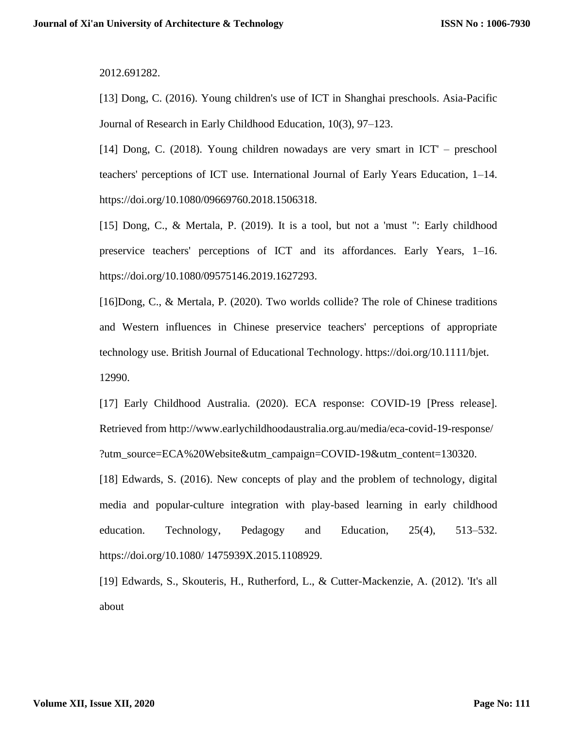2012.691282.

[13] Dong, C. (2016). Young children's use of ICT in Shanghai preschools. Asia-Pacific Journal of Research in Early Childhood Education, 10(3), 97–123.

[14] Dong, C. (2018). Young children nowadays are very smart in ICT' – preschool teachers' perceptions of ICT use. International Journal of Early Years Education, 1–14. https://doi.org/10.1080/09669760.2018.1506318.

[15] Dong, C., & Mertala, P. (2019). It is a tool, but not a 'must ": Early childhood preservice teachers' perceptions of ICT and its affordances. Early Years, 1–16. https://doi.org/10.1080/09575146.2019.1627293.

[16]Dong, C., & Mertala, P. (2020). Two worlds collide? The role of Chinese traditions and Western influences in Chinese preservice teachers' perceptions of appropriate technology use. British Journal of Educational Technology. https://doi.org/10.1111/bjet. 12990.

[17] Early Childhood Australia. (2020). ECA response: COVID-19 [Press release]. Retrieved from http://www.earlychildhoodaustralia.org.au/media/eca-covid-19-response/ ?utm_source=ECA%20Website&utm_campaign=COVID-19&utm_content=130320.

[18] Edwards, S. (2016). New concepts of play and the problem of technology, digital media and popular-culture integration with play-based learning in early childhood education. Technology, Pedagogy and Education, 25(4), 513–532. https://doi.org/10.1080/ 1475939X.2015.1108929.

[19] Edwards, S., Skouteris, H., Rutherford, L., & Cutter-Mackenzie, A. (2012). 'It's all about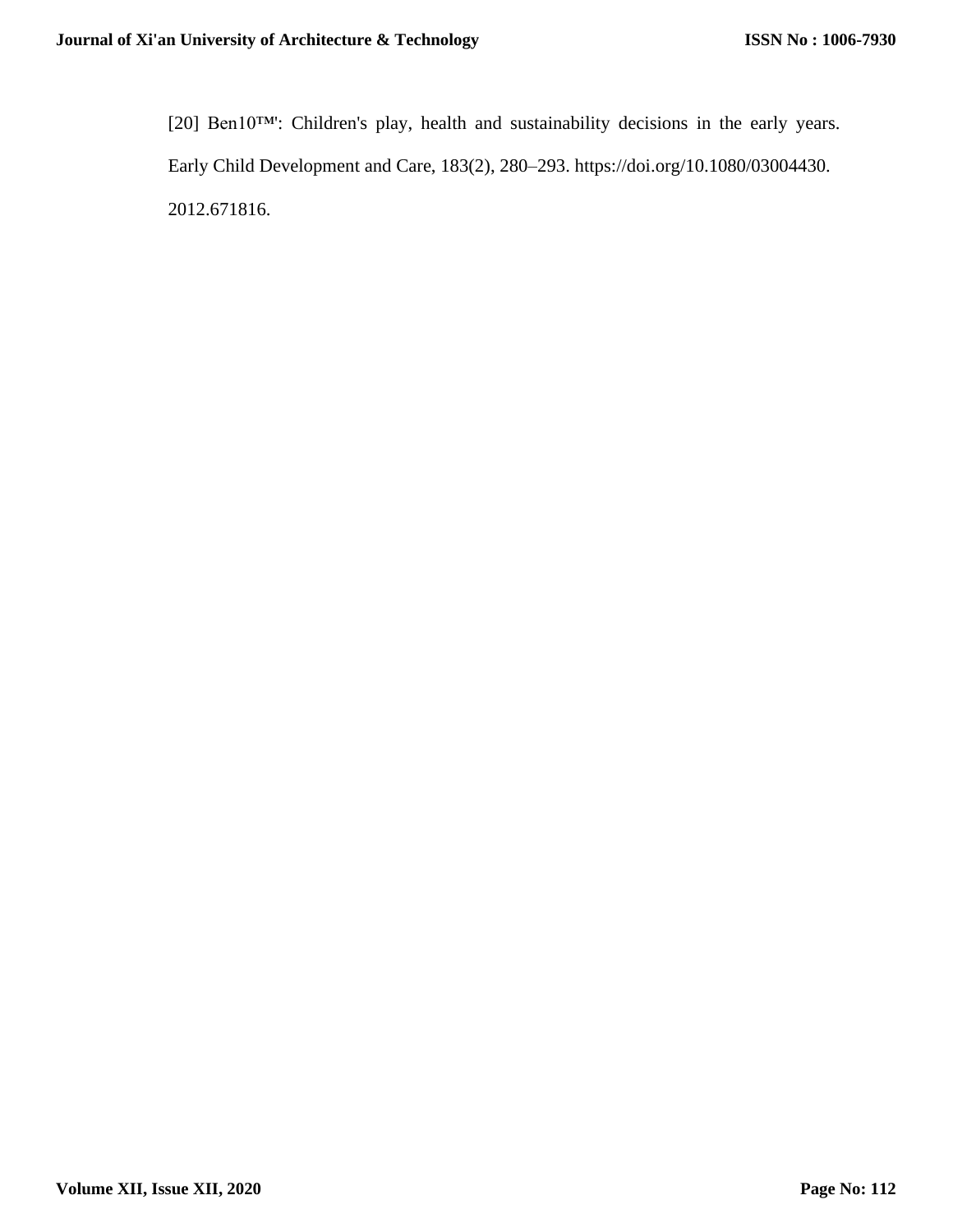[20] Ben10™': Children's play, health and sustainability decisions in the early years. Early Child Development and Care, 183(2), 280–293. https://doi.org/10.1080/03004430. 2012.671816.